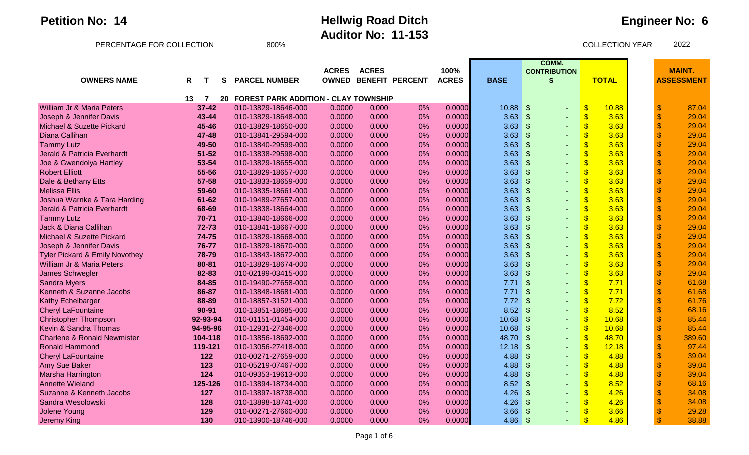**Petition No: 14**

# Hellwig Road Ditch
## Auditor No: 11-153

**Engineer No: 6**

PERCENTAGE FOR COLLECTION 800%

COLLECTION YEAR 2022

| OWNERS NAME | R | T | S | PARCEL NUMBER | ACRES OWNED | ACRES BENEFIT | PERCENT | 100% ACRES | BASE | COMM. CONTRIBUTIONS | TOTAL | MAINT. ASSESSMENT |
|---|---|---|---|---|---|---|---|---|---|---|---|---|
| | 13 | 7 | 20 | FOREST PARK ADDITION - CLAY TOWNSHIP | | | | | | | | |
| William Jr & Maria Peters | 37-42 | | | 010-13829-18646-000 | 0.0000 | 0.000 | 0% | 0.0000 | 10.88 | $ - | $ 10.88 | $ 87.04 |
| Joseph & Jennifer Davis | 43-44 | | | 010-13829-18648-000 | 0.0000 | 0.000 | 0% | 0.0000 | 3.63 | $ - | $ 3.63 | $ 29.04 |
| Michael & Suzette Pickard | 45-46 | | | 010-13829-18650-000 | 0.0000 | 0.000 | 0% | 0.0000 | 3.63 | $ - | $ 3.63 | $ 29.04 |
| Diana Callihan | 47-48 | | | 010-13841-29594-000 | 0.0000 | 0.000 | 0% | 0.0000 | 3.63 | $ - | $ 3.63 | $ 29.04 |
| Tammy Lutz | 49-50 | | | 010-13840-29599-000 | 0.0000 | 0.000 | 0% | 0.0000 | 3.63 | $ - | $ 3.63 | $ 29.04 |
| Jerald & Patricia Everhardt | 51-52 | | | 010-13838-29598-000 | 0.0000 | 0.000 | 0% | 0.0000 | 3.63 | $ - | $ 3.63 | $ 29.04 |
| Joe & Gwendolya Hartley | 53-54 | | | 010-13829-18655-000 | 0.0000 | 0.000 | 0% | 0.0000 | 3.63 | $ - | $ 3.63 | $ 29.04 |
| Robert Elliott | 55-56 | | | 010-13829-18657-000 | 0.0000 | 0.000 | 0% | 0.0000 | 3.63 | $ - | $ 3.63 | $ 29.04 |
| Dale & Bethany Etts | 57-58 | | | 010-13833-18659-000 | 0.0000 | 0.000 | 0% | 0.0000 | 3.63 | $ - | $ 3.63 | $ 29.04 |
| Melissa Ellis | 59-60 | | | 010-13835-18661-000 | 0.0000 | 0.000 | 0% | 0.0000 | 3.63 | $ - | $ 3.63 | $ 29.04 |
| Joshua Warnke & Tara Harding | 61-62 | | | 010-19489-27657-000 | 0.0000 | 0.000 | 0% | 0.0000 | 3.63 | $ - | $ 3.63 | $ 29.04 |
| Jerald & Patricia Everhardt | 68-69 | | | 010-13838-18664-000 | 0.0000 | 0.000 | 0% | 0.0000 | 3.63 | $ - | $ 3.63 | $ 29.04 |
| Tammy Lutz | 70-71 | | | 010-13840-18666-000 | 0.0000 | 0.000 | 0% | 0.0000 | 3.63 | $ - | $ 3.63 | $ 29.04 |
| Jack & Diana Callihan | 72-73 | | | 010-13841-18667-000 | 0.0000 | 0.000 | 0% | 0.0000 | 3.63 | $ - | $ 3.63 | $ 29.04 |
| Michael & Suzette Pickard | 74-75 | | | 010-13829-18668-000 | 0.0000 | 0.000 | 0% | 0.0000 | 3.63 | $ - | $ 3.63 | $ 29.04 |
| Joseph & Jennifer Davis | 76-77 | | | 010-13829-18670-000 | 0.0000 | 0.000 | 0% | 0.0000 | 3.63 | $ - | $ 3.63 | $ 29.04 |
| Tyler Pickard & Emily Novothey | 78-79 | | | 010-13843-18672-000 | 0.0000 | 0.000 | 0% | 0.0000 | 3.63 | $ - | $ 3.63 | $ 29.04 |
| William Jr & Maria Peters | 80-81 | | | 010-13829-18674-000 | 0.0000 | 0.000 | 0% | 0.0000 | 3.63 | $ - | $ 3.63 | $ 29.04 |
| James Schwegler | 82-83 | | | 010-02199-03415-000 | 0.0000 | 0.000 | 0% | 0.0000 | 3.63 | $ - | $ 3.63 | $ 29.04 |
| Sandra Myers | 84-85 | | | 010-19490-27658-000 | 0.0000 | 0.000 | 0% | 0.0000 | 7.71 | $ - | $ 7.71 | $ 61.68 |
| Kenneth & Suzanne Jacobs | 86-87 | | | 010-13848-18681-000 | 0.0000 | 0.000 | 0% | 0.0000 | 7.71 | $ - | $ 7.71 | $ 61.68 |
| Kathy Echelbarger | 88-89 | | | 010-18857-31521-000 | 0.0000 | 0.000 | 0% | 0.0000 | 7.72 | $ - | $ 7.72 | $ 61.76 |
| Cheryl LaFountaine | 90-91 | | | 010-13851-18685-000 | 0.0000 | 0.000 | 0% | 0.0000 | 8.52 | $ - | $ 8.52 | $ 68.16 |
| Christopher Thompson | 92-93-94 | | | 010-01151-01454-000 | 0.0000 | 0.000 | 0% | 0.0000 | 10.68 | $ - | $ 10.68 | $ 85.44 |
| Kevin & Sandra Thomas | 94-95-96 | | | 010-12931-27346-000 | 0.0000 | 0.000 | 0% | 0.0000 | 10.68 | $ - | $ 10.68 | $ 85.44 |
| Charlene & Ronald Newmister | 104-118 | | | 010-13856-18692-000 | 0.0000 | 0.000 | 0% | 0.0000 | 48.70 | $ - | $ 48.70 | $ 389.60 |
| Ronald Hammond | 119-121 | | | 010-13056-27418-000 | 0.0000 | 0.000 | 0% | 0.0000 | 12.18 | $ - | $ 12.18 | $ 97.44 |
| Cheryl LaFountaine | 122 | | | 010-00271-27659-000 | 0.0000 | 0.000 | 0% | 0.0000 | 4.88 | $ - | $ 4.88 | $ 39.04 |
| Amy Sue Baker | 123 | | | 010-05219-07467-000 | 0.0000 | 0.000 | 0% | 0.0000 | 4.88 | $ - | $ 4.88 | $ 39.04 |
| Marsha Harrington | 124 | | | 010-09353-19613-000 | 0.0000 | 0.000 | 0% | 0.0000 | 4.88 | $ - | $ 4.88 | $ 39.04 |
| Annette Wieland | 125-126 | | | 010-13894-18734-000 | 0.0000 | 0.000 | 0% | 0.0000 | 8.52 | $ - | $ 8.52 | $ 68.16 |
| Suzanne & Kenneth Jacobs | 127 | | | 010-13897-18738-000 | 0.0000 | 0.000 | 0% | 0.0000 | 4.26 | $ - | $ 4.26 | $ 34.08 |
| Sandra Wesolowski | 128 | | | 010-13898-18741-000 | 0.0000 | 0.000 | 0% | 0.0000 | 4.26 | $ - | $ 4.26 | $ 34.08 |
| Jolene Young | 129 | | | 010-00271-27660-000 | 0.0000 | 0.000 | 0% | 0.0000 | 3.66 | $ - | $ 3.66 | $ 29.28 |
| Jeremy King | 130 | | | 010-13900-18746-000 | 0.0000 | 0.000 | 0% | 0.0000 | 4.86 | $ - | $ 4.86 | $ 38.88 |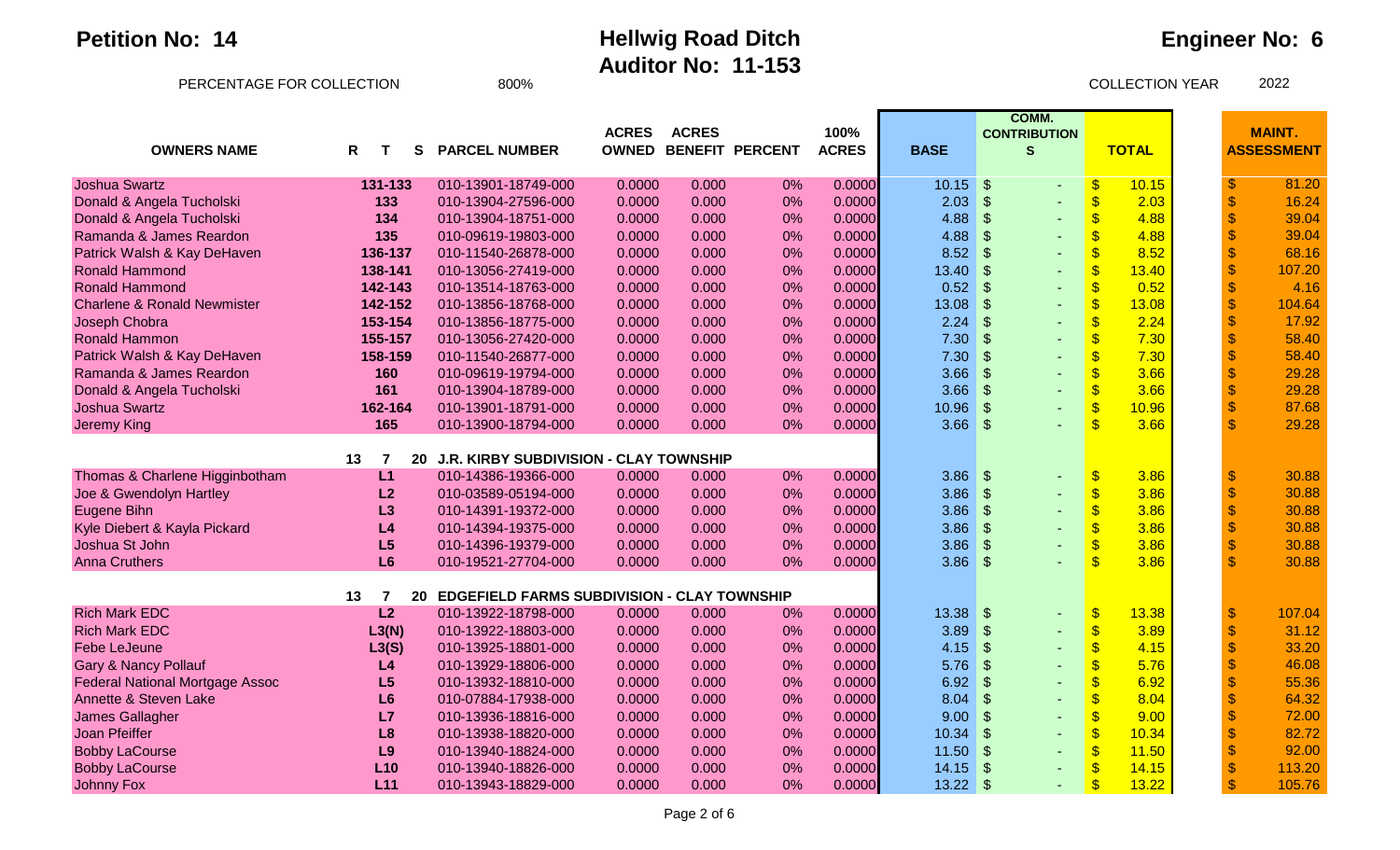**Petition No: 14** | **Hellwig Road Ditch** | **Auditor No: 11-153** | **Engineer No: 6**

PERCENTAGE FOR COLLECTION 800%

COLLECTION YEAR 2022

| OWNERS NAME | R | T | S | PARCEL NUMBER | ACRES OWNED | ACRES BENEFIT | PERCENT | 100% ACRES | BASE | COMM. CONTRIBUTIONS | TOTAL | MAINT. ASSESSMENT |
|---|---|---|---|---|---|---|---|---|---|---|---|---|
| Joshua Swartz | | 131-133 | | 010-13901-18749-000 | 0.0000 | 0.000 | 0% | 0.0000 | 10.15 | $ - | $ 10.15 | $ 81.20 |
| Donald & Angela Tucholski | | 133 | | 010-13904-27596-000 | 0.0000 | 0.000 | 0% | 0.0000 | 2.03 | $ - | $ 2.03 | $ 16.24 |
| Donald & Angela Tucholski | | 134 | | 010-13904-18751-000 | 0.0000 | 0.000 | 0% | 0.0000 | 4.88 | $ - | $ 4.88 | $ 39.04 |
| Ramanda & James Reardon | | 135 | | 010-09619-19803-000 | 0.0000 | 0.000 | 0% | 0.0000 | 4.88 | $ - | $ 4.88 | $ 39.04 |
| Patrick Walsh & Kay DeHaven | | 136-137 | | 010-11540-26878-000 | 0.0000 | 0.000 | 0% | 0.0000 | 8.52 | $ - | $ 8.52 | $ 68.16 |
| Ronald Hammond | | 138-141 | | 010-13056-27419-000 | 0.0000 | 0.000 | 0% | 0.0000 | 13.40 | $ - | $ 13.40 | $ 107.20 |
| Ronald Hammond | | 142-143 | | 010-13514-18763-000 | 0.0000 | 0.000 | 0% | 0.0000 | 0.52 | $ - | $ 0.52 | $ 4.16 |
| Charlene & Ronald Newmister | | 142-152 | | 010-13856-18768-000 | 0.0000 | 0.000 | 0% | 0.0000 | 13.08 | $ - | $ 13.08 | $ 104.64 |
| Joseph Chobra | | 153-154 | | 010-13856-18775-000 | 0.0000 | 0.000 | 0% | 0.0000 | 2.24 | $ - | $ 2.24 | $ 17.92 |
| Ronald Hammon | | 155-157 | | 010-13056-27420-000 | 0.0000 | 0.000 | 0% | 0.0000 | 7.30 | $ - | $ 7.30 | $ 58.40 |
| Patrick Walsh & Kay DeHaven | | 158-159 | | 010-11540-26877-000 | 0.0000 | 0.000 | 0% | 0.0000 | 7.30 | $ - | $ 7.30 | $ 58.40 |
| Ramanda & James Reardon | | 160 | | 010-09619-19794-000 | 0.0000 | 0.000 | 0% | 0.0000 | 3.66 | $ - | $ 3.66 | $ 29.28 |
| Donald & Angela Tucholski | | 161 | | 010-13904-18789-000 | 0.0000 | 0.000 | 0% | 0.0000 | 3.66 | $ - | $ 3.66 | $ 29.28 |
| Joshua Swartz | | 162-164 | | 010-13901-18791-000 | 0.0000 | 0.000 | 0% | 0.0000 | 10.96 | $ - | $ 10.96 | $ 87.68 |
| Jeremy King | | 165 | | 010-13900-18794-000 | 0.0000 | 0.000 | 0% | 0.0000 | 3.66 | $ - | $ 3.66 | $ 29.28 |
| | 13 | 7 | 20 | J.R. KIRBY SUBDIVISION - CLAY TOWNSHIP | | | | | | | | |
| Thomas & Charlene Higginbotham | | L1 | | 010-14386-19366-000 | 0.0000 | 0.000 | 0% | 0.0000 | 3.86 | $ - | $ 3.86 | $ 30.88 |
| Joe & Gwendolyn Hartley | | L2 | | 010-03589-05194-000 | 0.0000 | 0.000 | 0% | 0.0000 | 3.86 | $ - | $ 3.86 | $ 30.88 |
| Eugene Bihn | | L3 | | 010-14391-19372-000 | 0.0000 | 0.000 | 0% | 0.0000 | 3.86 | $ - | $ 3.86 | $ 30.88 |
| Kyle Diebert & Kayla Pickard | | L4 | | 010-14394-19375-000 | 0.0000 | 0.000 | 0% | 0.0000 | 3.86 | $ - | $ 3.86 | $ 30.88 |
| Joshua St John | | L5 | | 010-14396-19379-000 | 0.0000 | 0.000 | 0% | 0.0000 | 3.86 | $ - | $ 3.86 | $ 30.88 |
| Anna Cruthers | | L6 | | 010-19521-27704-000 | 0.0000 | 0.000 | 0% | 0.0000 | 3.86 | $ - | $ 3.86 | $ 30.88 |
| | 13 | 7 | 20 | EDGEFIELD FARMS SUBDIVISION - CLAY TOWNSHIP | | | | | | | | |
| Rich Mark EDC | | L2 | | 010-13922-18798-000 | 0.0000 | 0.000 | 0% | 0.0000 | 13.38 | $ - | $ 13.38 | $ 107.04 |
| Rich Mark EDC | | L3(N) | | 010-13922-18803-000 | 0.0000 | 0.000 | 0% | 0.0000 | 3.89 | $ - | $ 3.89 | $ 31.12 |
| Febe LeJeune | | L3(S) | | 010-13925-18801-000 | 0.0000 | 0.000 | 0% | 0.0000 | 4.15 | $ - | $ 4.15 | $ 33.20 |
| Gary & Nancy Pollauf | | L4 | | 010-13929-18806-000 | 0.0000 | 0.000 | 0% | 0.0000 | 5.76 | $ - | $ 5.76 | $ 46.08 |
| Federal National Mortgage Assoc | | L5 | | 010-13932-18810-000 | 0.0000 | 0.000 | 0% | 0.0000 | 6.92 | $ - | $ 6.92 | $ 55.36 |
| Annette & Steven Lake | | L6 | | 010-07884-17938-000 | 0.0000 | 0.000 | 0% | 0.0000 | 8.04 | $ - | $ 8.04 | $ 64.32 |
| James Gallagher | | L7 | | 010-13936-18816-000 | 0.0000 | 0.000 | 0% | 0.0000 | 9.00 | $ - | $ 9.00 | $ 72.00 |
| Joan Pfeiffer | | L8 | | 010-13938-18820-000 | 0.0000 | 0.000 | 0% | 0.0000 | 10.34 | $ - | $ 10.34 | $ 82.72 |
| Bobby LaCourse | | L9 | | 010-13940-18824-000 | 0.0000 | 0.000 | 0% | 0.0000 | 11.50 | $ - | $ 11.50 | $ 92.00 |
| Bobby LaCourse | | L10 | | 010-13940-18826-000 | 0.0000 | 0.000 | 0% | 0.0000 | 14.15 | $ - | $ 14.15 | $ 113.20 |
| Johnny Fox | | L11 | | 010-13943-18829-000 | 0.0000 | 0.000 | 0% | 0.0000 | 13.22 | $ - | $ 13.22 | $ 105.76 |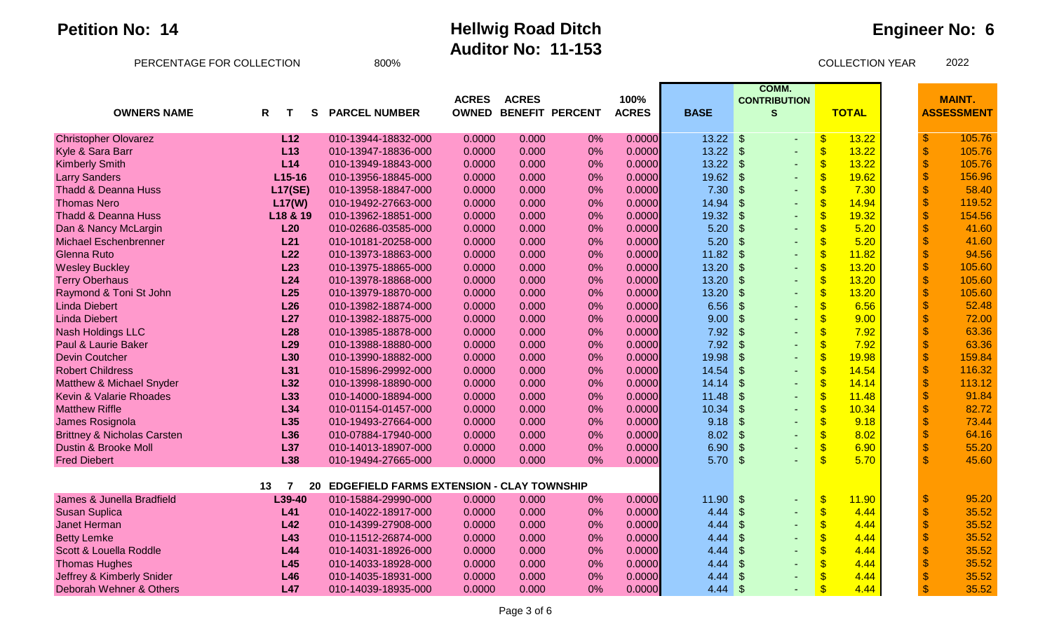**Petition No: 14** | **Hellwig Road Ditch** | **Auditor No: 11-153** | **Engineer No: 6**

PERCENTAGE FOR COLLECTION 800% | COLLECTION YEAR 2022

| OWNERS NAME | R | T | S | PARCEL NUMBER | ACRES OWNED | ACRES BENEFIT | PERCENT | 100% ACRES | BASE | COMM. CONTRIBUTIONS | TOTAL | MAINT. ASSESSMENT |
|---|---|---|---|---|---|---|---|---|---|---|---|---|
| Christopher Olovarez | L12 | | | 010-13944-18832-000 | 0.0000 | 0.000 | 0% | 0.0000 | 13.22 | $ - | $ 13.22 | $ 105.76 |
| Kyle & Sara Barr | L13 | | | 010-13947-18836-000 | 0.0000 | 0.000 | 0% | 0.0000 | 13.22 | $ - | $ 13.22 | $ 105.76 |
| Kimberly Smith | L14 | | | 010-13949-18843-000 | 0.0000 | 0.000 | 0% | 0.0000 | 13.22 | $ - | $ 13.22 | $ 105.76 |
| Larry Sanders | L15-16 | | | 010-13956-18845-000 | 0.0000 | 0.000 | 0% | 0.0000 | 19.62 | $ - | $ 19.62 | $ 156.96 |
| Thadd & Deanna Huss | L17(SE) | | | 010-13958-18847-000 | 0.0000 | 0.000 | 0% | 0.0000 | 7.30 | $ - | $ 7.30 | $ 58.40 |
| Thomas Nero | L17(W) | | | 010-19492-27663-000 | 0.0000 | 0.000 | 0% | 0.0000 | 14.94 | $ - | $ 14.94 | $ 119.52 |
| Thadd & Deanna Huss | L18 & 19 | | | 010-13962-18851-000 | 0.0000 | 0.000 | 0% | 0.0000 | 19.32 | $ - | $ 19.32 | $ 154.56 |
| Dan & Nancy McLargin | L20 | | | 010-02686-03585-000 | 0.0000 | 0.000 | 0% | 0.0000 | 5.20 | $ - | $ 5.20 | $ 41.60 |
| Michael Eschenbrenner | L21 | | | 010-10181-20258-000 | 0.0000 | 0.000 | 0% | 0.0000 | 5.20 | $ - | $ 5.20 | $ 41.60 |
| Glenna Ruto | L22 | | | 010-13973-18863-000 | 0.0000 | 0.000 | 0% | 0.0000 | 11.82 | $ - | $ 11.82 | $ 94.56 |
| Wesley Buckley | L23 | | | 010-13975-18865-000 | 0.0000 | 0.000 | 0% | 0.0000 | 13.20 | $ - | $ 13.20 | $ 105.60 |
| Terry Oberhaus | L24 | | | 010-13978-18868-000 | 0.0000 | 0.000 | 0% | 0.0000 | 13.20 | $ - | $ 13.20 | $ 105.60 |
| Raymond & Toni St John | L25 | | | 010-13979-18870-000 | 0.0000 | 0.000 | 0% | 0.0000 | 13.20 | $ - | $ 13.20 | $ 105.60 |
| Linda Diebert | L26 | | | 010-13982-18874-000 | 0.0000 | 0.000 | 0% | 0.0000 | 6.56 | $ - | $ 6.56 | $ 52.48 |
| Linda Diebert | L27 | | | 010-13982-18875-000 | 0.0000 | 0.000 | 0% | 0.0000 | 9.00 | $ - | $ 9.00 | $ 72.00 |
| Nash Holdings LLC | L28 | | | 010-13985-18878-000 | 0.0000 | 0.000 | 0% | 0.0000 | 7.92 | $ - | $ 7.92 | $ 63.36 |
| Paul & Laurie Baker | L29 | | | 010-13988-18880-000 | 0.0000 | 0.000 | 0% | 0.0000 | 7.92 | $ - | $ 7.92 | $ 63.36 |
| Devin Coutcher | L30 | | | 010-13990-18882-000 | 0.0000 | 0.000 | 0% | 0.0000 | 19.98 | $ - | $ 19.98 | $ 159.84 |
| Robert Childress | L31 | | | 010-15896-29992-000 | 0.0000 | 0.000 | 0% | 0.0000 | 14.54 | $ - | $ 14.54 | $ 116.32 |
| Matthew & Michael Snyder | L32 | | | 010-13998-18890-000 | 0.0000 | 0.000 | 0% | 0.0000 | 14.14 | $ - | $ 14.14 | $ 113.12 |
| Kevin & Valarie Rhoades | L33 | | | 010-14000-18894-000 | 0.0000 | 0.000 | 0% | 0.0000 | 11.48 | $ - | $ 11.48 | $ 91.84 |
| Matthew Riffle | L34 | | | 010-01154-01457-000 | 0.0000 | 0.000 | 0% | 0.0000 | 10.34 | $ - | $ 10.34 | $ 82.72 |
| James Rosignola | L35 | | | 010-19493-27664-000 | 0.0000 | 0.000 | 0% | 0.0000 | 9.18 | $ - | $ 9.18 | $ 73.44 |
| Brittney & Nicholas Carsten | L36 | | | 010-07884-17940-000 | 0.0000 | 0.000 | 0% | 0.0000 | 8.02 | $ - | $ 8.02 | $ 64.16 |
| Dustin & Brooke Moll | L37 | | | 010-14013-18907-000 | 0.0000 | 0.000 | 0% | 0.0000 | 6.90 | $ - | $ 6.90 | $ 55.20 |
| Fred Diebert | L38 | | | 010-19494-27665-000 | 0.0000 | 0.000 | 0% | 0.0000 | 5.70 | $ - | $ 5.70 | $ 45.60 |
| | 13 | 7 | 20 | EDGEFIELD FARMS EXTENSION - CLAY TOWNSHIP | | | | | | | | |
| James & Junella Bradfield | L39-40 | | | 010-15884-29990-000 | 0.0000 | 0.000 | 0% | 0.0000 | 11.90 | $ - | $ 11.90 | $ 95.20 |
| Susan Suplica | L41 | | | 010-14022-18917-000 | 0.0000 | 0.000 | 0% | 0.0000 | 4.44 | $ - | $ 4.44 | $ 35.52 |
| Janet Herman | L42 | | | 010-14399-27908-000 | 0.0000 | 0.000 | 0% | 0.0000 | 4.44 | $ - | $ 4.44 | $ 35.52 |
| Betty Lemke | L43 | | | 010-11512-26874-000 | 0.0000 | 0.000 | 0% | 0.0000 | 4.44 | $ - | $ 4.44 | $ 35.52 |
| Scott & Louella Roddle | L44 | | | 010-14031-18926-000 | 0.0000 | 0.000 | 0% | 0.0000 | 4.44 | $ - | $ 4.44 | $ 35.52 |
| Thomas Hughes | L45 | | | 010-14033-18928-000 | 0.0000 | 0.000 | 0% | 0.0000 | 4.44 | $ - | $ 4.44 | $ 35.52 |
| Jeffrey & Kimberly Snider | L46 | | | 010-14035-18931-000 | 0.0000 | 0.000 | 0% | 0.0000 | 4.44 | $ - | $ 4.44 | $ 35.52 |
| Deborah Wehner & Others | L47 | | | 010-14039-18935-000 | 0.0000 | 0.000 | 0% | 0.0000 | 4.44 | $ - | $ 4.44 | $ 35.52 |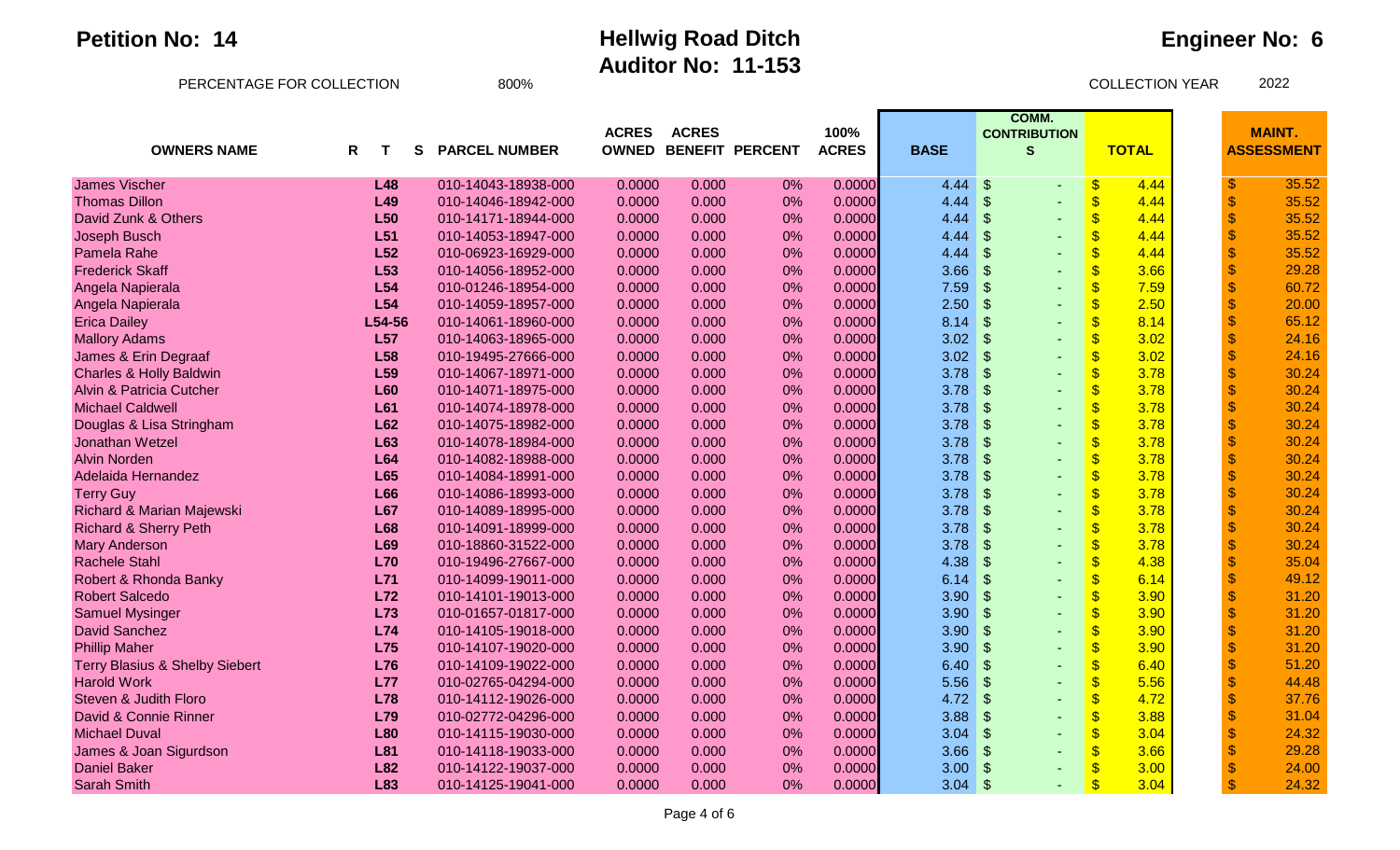**Petition No: 14**

## Hellwig Road Ditch
## Auditor No: 11-153

**Engineer No: 6**

PERCENTAGE FOR COLLECTION 800%

COLLECTION YEAR 2022

| OWNERS NAME | R | T | S | PARCEL NUMBER | ACRES OWNED | ACRES BENEFIT | PERCENT | 100% ACRES | BASE | COMM. CONTRIBUTIONS | TOTAL | MAINT. ASSESSMENT |
|---|---|---|---|---|---|---|---|---|---|---|---|---|
| James Vischer | | L48 | | 010-14043-18938-000 | 0.0000 | 0.000 | 0% | 0.0000 | 4.44 | $ - | $ 4.44 | $ 35.52 |
| Thomas Dillon | | L49 | | 010-14046-18942-000 | 0.0000 | 0.000 | 0% | 0.0000 | 4.44 | $ - | $ 4.44 | $ 35.52 |
| David Zunk & Others | | L50 | | 010-14171-18944-000 | 0.0000 | 0.000 | 0% | 0.0000 | 4.44 | $ - | $ 4.44 | $ 35.52 |
| Joseph Busch | | L51 | | 010-14053-18947-000 | 0.0000 | 0.000 | 0% | 0.0000 | 4.44 | $ - | $ 4.44 | $ 35.52 |
| Pamela Rahe | | L52 | | 010-06923-16929-000 | 0.0000 | 0.000 | 0% | 0.0000 | 4.44 | $ - | $ 4.44 | $ 35.52 |
| Frederick Skaff | | L53 | | 010-14056-18952-000 | 0.0000 | 0.000 | 0% | 0.0000 | 3.66 | $ - | $ 3.66 | $ 29.28 |
| Angela Napierala | | L54 | | 010-01246-18954-000 | 0.0000 | 0.000 | 0% | 0.0000 | 7.59 | $ - | $ 7.59 | $ 60.72 |
| Angela Napierala | | L54 | | 010-14059-18957-000 | 0.0000 | 0.000 | 0% | 0.0000 | 2.50 | $ - | $ 2.50 | $ 20.00 |
| Erica Dailey | | L54-56 | | 010-14061-18960-000 | 0.0000 | 0.000 | 0% | 0.0000 | 8.14 | $ - | $ 8.14 | $ 65.12 |
| Mallory Adams | | L57 | | 010-14063-18965-000 | 0.0000 | 0.000 | 0% | 0.0000 | 3.02 | $ - | $ 3.02 | $ 24.16 |
| James & Erin Degraaf | | L58 | | 010-19495-27666-000 | 0.0000 | 0.000 | 0% | 0.0000 | 3.02 | $ - | $ 3.02 | $ 24.16 |
| Charles & Holly Baldwin | | L59 | | 010-14067-18971-000 | 0.0000 | 0.000 | 0% | 0.0000 | 3.78 | $ - | $ 3.78 | $ 30.24 |
| Alvin & Patricia Cutcher | | L60 | | 010-14071-18975-000 | 0.0000 | 0.000 | 0% | 0.0000 | 3.78 | $ - | $ 3.78 | $ 30.24 |
| Michael Caldwell | | L61 | | 010-14074-18978-000 | 0.0000 | 0.000 | 0% | 0.0000 | 3.78 | $ - | $ 3.78 | $ 30.24 |
| Douglas & Lisa Stringham | | L62 | | 010-14075-18982-000 | 0.0000 | 0.000 | 0% | 0.0000 | 3.78 | $ - | $ 3.78 | $ 30.24 |
| Jonathan Wetzel | | L63 | | 010-14078-18984-000 | 0.0000 | 0.000 | 0% | 0.0000 | 3.78 | $ - | $ 3.78 | $ 30.24 |
| Alvin Norden | | L64 | | 010-14082-18988-000 | 0.0000 | 0.000 | 0% | 0.0000 | 3.78 | $ - | $ 3.78 | $ 30.24 |
| Adelaida Hernandez | | L65 | | 010-14084-18991-000 | 0.0000 | 0.000 | 0% | 0.0000 | 3.78 | $ - | $ 3.78 | $ 30.24 |
| Terry Guy | | L66 | | 010-14086-18993-000 | 0.0000 | 0.000 | 0% | 0.0000 | 3.78 | $ - | $ 3.78 | $ 30.24 |
| Richard & Marian Majewski | | L67 | | 010-14089-18995-000 | 0.0000 | 0.000 | 0% | 0.0000 | 3.78 | $ - | $ 3.78 | $ 30.24 |
| Richard & Sherry Peth | | L68 | | 010-14091-18999-000 | 0.0000 | 0.000 | 0% | 0.0000 | 3.78 | $ - | $ 3.78 | $ 30.24 |
| Mary Anderson | | L69 | | 010-18860-31522-000 | 0.0000 | 0.000 | 0% | 0.0000 | 3.78 | $ - | $ 3.78 | $ 30.24 |
| Rachele Stahl | | L70 | | 010-19496-27667-000 | 0.0000 | 0.000 | 0% | 0.0000 | 4.38 | $ - | $ 4.38 | $ 35.04 |
| Robert & Rhonda Banky | | L71 | | 010-14099-19011-000 | 0.0000 | 0.000 | 0% | 0.0000 | 6.14 | $ - | $ 6.14 | $ 49.12 |
| Robert Salcedo | | L72 | | 010-14101-19013-000 | 0.0000 | 0.000 | 0% | 0.0000 | 3.90 | $ - | $ 3.90 | $ 31.20 |
| Samuel Mysinger | | L73 | | 010-01657-01817-000 | 0.0000 | 0.000 | 0% | 0.0000 | 3.90 | $ - | $ 3.90 | $ 31.20 |
| David Sanchez | | L74 | | 010-14105-19018-000 | 0.0000 | 0.000 | 0% | 0.0000 | 3.90 | $ - | $ 3.90 | $ 31.20 |
| Phillip Maher | | L75 | | 010-14107-19020-000 | 0.0000 | 0.000 | 0% | 0.0000 | 3.90 | $ - | $ 3.90 | $ 31.20 |
| Terry Blasius & Shelby Siebert | | L76 | | 010-14109-19022-000 | 0.0000 | 0.000 | 0% | 0.0000 | 6.40 | $ - | $ 6.40 | $ 51.20 |
| Harold Work | | L77 | | 010-02765-04294-000 | 0.0000 | 0.000 | 0% | 0.0000 | 5.56 | $ - | $ 5.56 | $ 44.48 |
| Steven & Judith Floro | | L78 | | 010-14112-19026-000 | 0.0000 | 0.000 | 0% | 0.0000 | 4.72 | $ - | $ 4.72 | $ 37.76 |
| David & Connie Rinner | | L79 | | 010-02772-04296-000 | 0.0000 | 0.000 | 0% | 0.0000 | 3.88 | $ - | $ 3.88 | $ 31.04 |
| Michael Duval | | L80 | | 010-14115-19030-000 | 0.0000 | 0.000 | 0% | 0.0000 | 3.04 | $ - | $ 3.04 | $ 24.32 |
| James & Joan Sigurdson | | L81 | | 010-14118-19033-000 | 0.0000 | 0.000 | 0% | 0.0000 | 3.66 | $ - | $ 3.66 | $ 29.28 |
| Daniel Baker | | L82 | | 010-14122-19037-000 | 0.0000 | 0.000 | 0% | 0.0000 | 3.00 | $ - | $ 3.00 | $ 24.00 |
| Sarah Smith | | L83 | | 010-14125-19041-000 | 0.0000 | 0.000 | 0% | 0.0000 | 3.04 | $ - | $ 3.04 | $ 24.32 |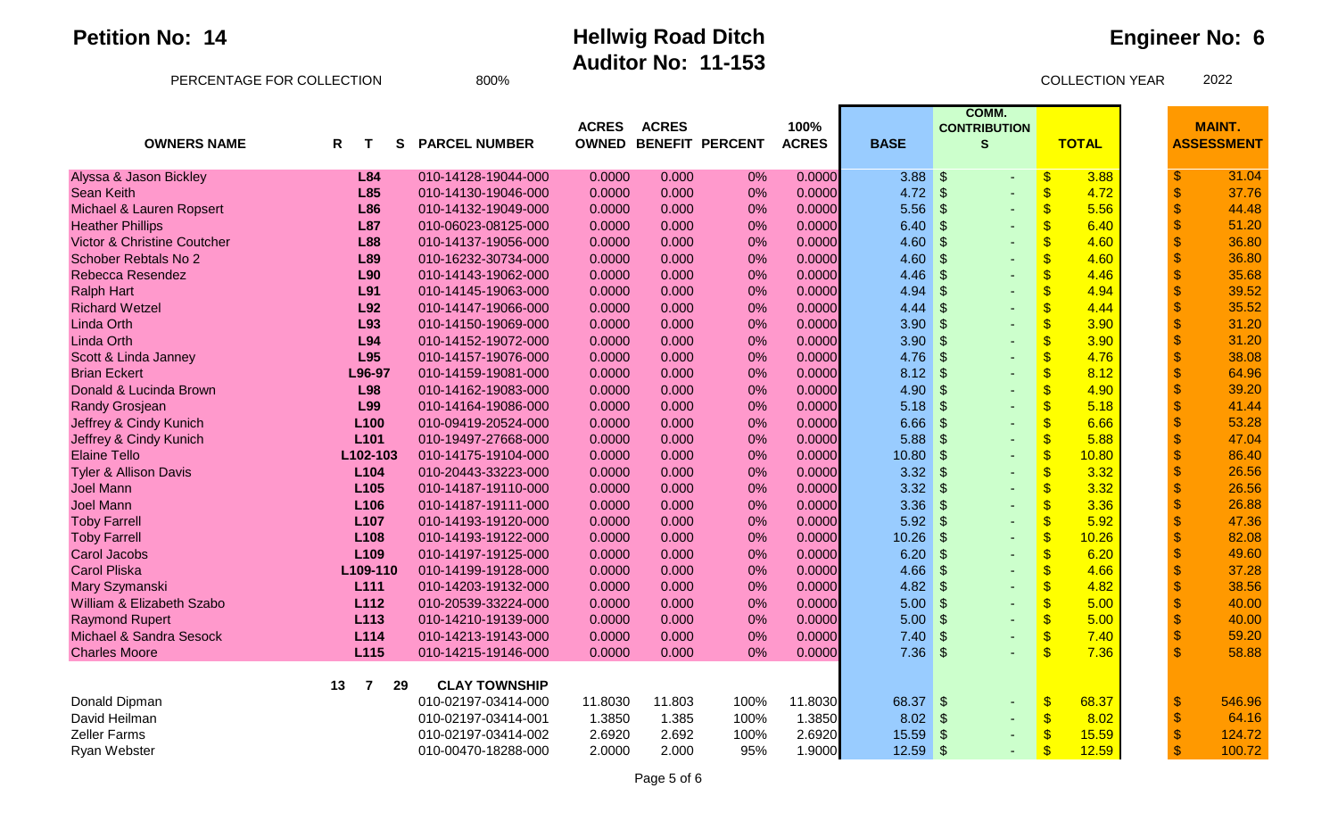**Petition No: 14**

# Hellwig Road Ditch
## Auditor No: 11-153

**Engineer No: 6**

PERCENTAGE FOR COLLECTION 800%

COLLECTION YEAR 2022

| OWNERS NAME | R | T | S | PARCEL NUMBER | ACRES OWNED | ACRES BENEFIT | PERCENT | 100% ACRES | BASE | COMM. CONTRIBUTIONS | TOTAL | MAINT. ASSESSMENT |
|---|---|---|---|---|---|---|---|---|---|---|---|---|
| Alyssa & Jason Bickley | | L84 | | 010-14128-19044-000 | 0.0000 | 0.000 | 0% | 0.0000 | 3.88 | $ - | $ 3.88 | $ 31.04 |
| Sean Keith | | L85 | | 010-14130-19046-000 | 0.0000 | 0.000 | 0% | 0.0000 | 4.72 | $ - | $ 4.72 | $ 37.76 |
| Michael & Lauren Ropsert | | L86 | | 010-14132-19049-000 | 0.0000 | 0.000 | 0% | 0.0000 | 5.56 | $ - | $ 5.56 | $ 44.48 |
| Heather Phillips | | L87 | | 010-06023-08125-000 | 0.0000 | 0.000 | 0% | 0.0000 | 6.40 | $ - | $ 6.40 | $ 51.20 |
| Victor & Christine Coutcher | | L88 | | 010-14137-19056-000 | 0.0000 | 0.000 | 0% | 0.0000 | 4.60 | $ - | $ 4.60 | $ 36.80 |
| Schober Rebtals No 2 | | L89 | | 010-16232-30734-000 | 0.0000 | 0.000 | 0% | 0.0000 | 4.60 | $ - | $ 4.60 | $ 36.80 |
| Rebecca Resendez | | L90 | | 010-14143-19062-000 | 0.0000 | 0.000 | 0% | 0.0000 | 4.46 | $ - | $ 4.46 | $ 35.68 |
| Ralph Hart | | L91 | | 010-14145-19063-000 | 0.0000 | 0.000 | 0% | 0.0000 | 4.94 | $ - | $ 4.94 | $ 39.52 |
| Richard Wetzel | | L92 | | 010-14147-19066-000 | 0.0000 | 0.000 | 0% | 0.0000 | 4.44 | $ - | $ 4.44 | $ 35.52 |
| Linda Orth | | L93 | | 010-14150-19069-000 | 0.0000 | 0.000 | 0% | 0.0000 | 3.90 | $ - | $ 3.90 | $ 31.20 |
| Linda Orth | | L94 | | 010-14152-19072-000 | 0.0000 | 0.000 | 0% | 0.0000 | 3.90 | $ - | $ 3.90 | $ 31.20 |
| Scott & Linda Janney | | L95 | | 010-14157-19076-000 | 0.0000 | 0.000 | 0% | 0.0000 | 4.76 | $ - | $ 4.76 | $ 38.08 |
| Brian Eckert | | L96-97 | | 010-14159-19081-000 | 0.0000 | 0.000 | 0% | 0.0000 | 8.12 | $ - | $ 8.12 | $ 64.96 |
| Donald & Lucinda Brown | | L98 | | 010-14162-19083-000 | 0.0000 | 0.000 | 0% | 0.0000 | 4.90 | $ - | $ 4.90 | $ 39.20 |
| Randy Grosjean | | L99 | | 010-14164-19086-000 | 0.0000 | 0.000 | 0% | 0.0000 | 5.18 | $ - | $ 5.18 | $ 41.44 |
| Jeffrey & Cindy Kunich | | L100 | | 010-09419-20524-000 | 0.0000 | 0.000 | 0% | 0.0000 | 6.66 | $ - | $ 6.66 | $ 53.28 |
| Jeffrey & Cindy Kunich | | L101 | | 010-19497-27668-000 | 0.0000 | 0.000 | 0% | 0.0000 | 5.88 | $ - | $ 5.88 | $ 47.04 |
| Elaine Tello | | L102-103 | | 010-14175-19104-000 | 0.0000 | 0.000 | 0% | 0.0000 | 10.80 | $ - | $ 10.80 | $ 86.40 |
| Tyler & Allison Davis | | L104 | | 010-20443-33223-000 | 0.0000 | 0.000 | 0% | 0.0000 | 3.32 | $ - | $ 3.32 | $ 26.56 |
| Joel Mann | | L105 | | 010-14187-19110-000 | 0.0000 | 0.000 | 0% | 0.0000 | 3.32 | $ - | $ 3.32 | $ 26.56 |
| Joel Mann | | L106 | | 010-14187-19111-000 | 0.0000 | 0.000 | 0% | 0.0000 | 3.36 | $ - | $ 3.36 | $ 26.88 |
| Toby Farrell | | L107 | | 010-14193-19120-000 | 0.0000 | 0.000 | 0% | 0.0000 | 5.92 | $ - | $ 5.92 | $ 47.36 |
| Toby Farrell | | L108 | | 010-14193-19122-000 | 0.0000 | 0.000 | 0% | 0.0000 | 10.26 | $ - | $ 10.26 | $ 82.08 |
| Carol Jacobs | | L109 | | 010-14197-19125-000 | 0.0000 | 0.000 | 0% | 0.0000 | 6.20 | $ - | $ 6.20 | $ 49.60 |
| Carol Pliska | | L109-110 | | 010-14199-19128-000 | 0.0000 | 0.000 | 0% | 0.0000 | 4.66 | $ - | $ 4.66 | $ 37.28 |
| Mary Szymanski | | L111 | | 010-14203-19132-000 | 0.0000 | 0.000 | 0% | 0.0000 | 4.82 | $ - | $ 4.82 | $ 38.56 |
| William & Elizabeth Szabo | | L112 | | 010-20539-33224-000 | 0.0000 | 0.000 | 0% | 0.0000 | 5.00 | $ - | $ 5.00 | $ 40.00 |
| Raymond Rupert | | L113 | | 010-14210-19139-000 | 0.0000 | 0.000 | 0% | 0.0000 | 5.00 | $ - | $ 5.00 | $ 40.00 |
| Michael & Sandra Sesock | | L114 | | 010-14213-19143-000 | 0.0000 | 0.000 | 0% | 0.0000 | 7.40 | $ - | $ 7.40 | $ 59.20 |
| Charles Moore | | L115 | | 010-14215-19146-000 | 0.0000 | 0.000 | 0% | 0.0000 | 7.36 | $ - | $ 7.36 | $ 58.88 |
| | 13 | 7 | 29 | **CLAY TOWNSHIP** | | | | | | | | |
| Donald Dipman | | | | 010-02197-03414-000 | 11.8030 | 11.803 | 100% | 11.8030 | 68.37 | $ - | $ 68.37 | $ 546.96 |
| David Heilman | | | | 010-02197-03414-001 | 1.3850 | 1.385 | 100% | 1.3850 | 8.02 | $ - | $ 8.02 | $ 64.16 |
| Zeller Farms | | | | 010-02197-03414-002 | 2.6920 | 2.692 | 100% | 2.6920 | 15.59 | $ - | $ 15.59 | $ 124.72 |
| Ryan Webster | | | | 010-00470-18288-000 | 2.0000 | 2.000 | 95% | 1.9000 | 12.59 | $ - | $ 12.59 | $ 100.72 |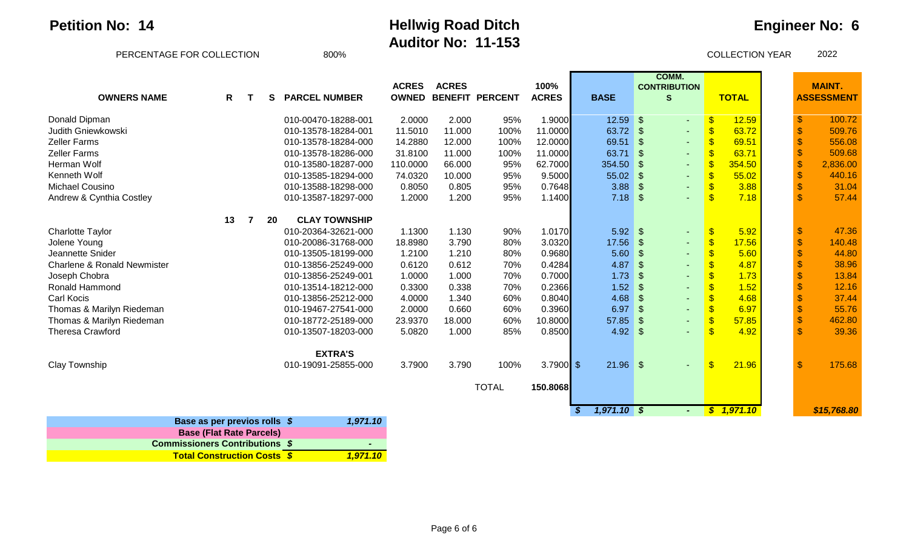**Petition No: 14**

# Hellwig Road Ditch
## Auditor No: 11-153

**Engineer No: 6**

PERCENTAGE FOR COLLECTION 800%

COLLECTION YEAR 2022

| OWNERS NAME | R | T | S | PARCEL NUMBER | ACRES OWNED | ACRES BENEFIT | PERCENT | 100% ACRES | BASE | COMM. CONTRIBUTIONS | TOTAL | MAINT. ASSESSMENT |
|---|---|---|---|---|---|---|---|---|---|---|---|---|
| Donald Dipman | | | | 010-00470-18288-001 | 2.0000 | 2.000 | 95% | 1.9000 | 12.59 | $ - | $ 12.59 | $ 100.72 |
| Judith Gniewkowski | | | | 010-13578-18284-001 | 11.5010 | 11.000 | 100% | 11.0000 | 63.72 | $ - | $ 63.72 | $ 509.76 |
| Zeller Farms | | | | 010-13578-18284-000 | 14.2880 | 12.000 | 100% | 12.0000 | 69.51 | $ - | $ 69.51 | $ 556.08 |
| Zeller Farms | | | | 010-13578-18286-000 | 31.8100 | 11.000 | 100% | 11.0000 | 63.71 | $ - | $ 63.71 | $ 509.68 |
| Herman Wolf | | | | 010-13580-18287-000 | 110.0000 | 66.000 | 95% | 62.7000 | 354.50 | $ - | $ 354.50 | $ 2,836.00 |
| Kenneth Wolf | | | | 010-13585-18294-000 | 74.0320 | 10.000 | 95% | 9.5000 | 55.02 | $ - | $ 55.02 | $ 440.16 |
| Michael Cousino | | | | 010-13588-18298-000 | 0.8050 | 0.805 | 95% | 0.7648 | 3.88 | $ - | $ 3.88 | $ 31.04 |
| Andrew & Cynthia Costley | | | | 010-13587-18297-000 | 1.2000 | 1.200 | 95% | 1.1400 | 7.18 | $ - | $ 7.18 | $ 57.44 |
| | 13 | 7 | 20 | **CLAY TOWNSHIP** | | | | | | | | |
| Charlotte Taylor | | | | 010-20364-32621-000 | 1.1300 | 1.130 | 90% | 1.0170 | 5.92 | $ - | $ 5.92 | $ 47.36 |
| Jolene Young | | | | 010-20086-31768-000 | 18.8980 | 3.790 | 80% | 3.0320 | 17.56 | $ - | $ 17.56 | $ 140.48 |
| Jeannette Snider | | | | 010-13505-18199-000 | 1.2100 | 1.210 | 80% | 0.9680 | 5.60 | $ - | $ 5.60 | $ 44.80 |
| Charlene & Ronald Newmister | | | | 010-13856-25249-000 | 0.6120 | 0.612 | 70% | 0.4284 | 4.87 | $ - | $ 4.87 | $ 38.96 |
| Joseph Chobra | | | | 010-13856-25249-001 | 1.0000 | 1.000 | 70% | 0.7000 | 1.73 | $ - | $ 1.73 | $ 13.84 |
| Ronald Hammond | | | | 010-13514-18212-000 | 0.3300 | 0.338 | 70% | 0.2366 | 1.52 | $ - | $ 1.52 | $ 12.16 |
| Carl Kocis | | | | 010-13856-25212-000 | 4.0000 | 1.340 | 60% | 0.8040 | 4.68 | $ - | $ 4.68 | $ 37.44 |
| Thomas & Marilyn Riedeman | | | | 010-19467-27541-000 | 2.0000 | 0.660 | 60% | 0.3960 | 6.97 | $ - | $ 6.97 | $ 55.76 |
| Thomas & Marilyn Riedeman | | | | 010-18772-25189-000 | 23.9370 | 18.000 | 60% | 10.8000 | 57.85 | $ - | $ 57.85 | $ 462.80 |
| Theresa Crawford | | | | 010-13507-18203-000 | 5.0820 | 1.000 | 85% | 0.8500 | 4.92 | $ - | $ 4.92 | $ 39.36 |
| | | | | **EXTRA'S** | | | | | | | | |
| Clay Township | | | | 010-19091-25855-000 | 3.7900 | 3.790 | 100% | 3.7900 | $ 21.96 | $ - | $ 21.96 | $ 175.68 |
| | | | | | | | TOTAL | **150.8068** | | | | |
| | | | | | | | | | ***$ 1,971.10*** | ***$ -*** | ***$ 1,971.10*** | ***$15,768.80*** |

| | |
|---|---|
| **Base as per previos rolls $** | ***1,971.10*** |
| **Base (Flat Rate Parcels)** | |
| **Commissioners Contributions $** | **-** |
| **Total Construction Costs $** | ***1,971.10*** |